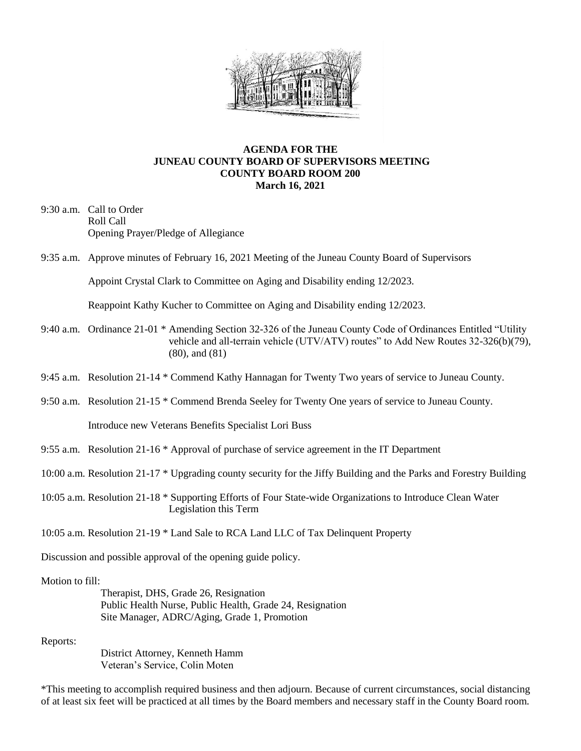# AGENDA FOR THE JUNEAU COUNTY BOARD OF SUPERVISORS MEETING
## COUNTY BOARD ROOM 200
## March 16, 2021

9:30 a.m. Call to Order
Roll Call
Opening Prayer/Pledge of Allegiance

9:35 a.m. Approve minutes of February 16, 2021 Meeting of the Juneau County Board of Supervisors

Appoint Crystal Clark to Committee on Aging and Disability ending 12/2023.

Reappoint Kathy Kucher to Committee on Aging and Disability ending 12/2023.

9:40 a.m. Ordinance 21-01 * Amending Section 32-326 of the Juneau County Code of Ordinances Entitled "Utility vehicle and all-terrain vehicle (UTV/ATV) routes" to Add New Routes 32-326(b)(79), (80), and (81)

9:45 a.m. Resolution 21-14 * Commend Kathy Hannagan for Twenty Two years of service to Juneau County.

9:50 a.m. Resolution 21-15 * Commend Brenda Seeley for Twenty One years of service to Juneau County.

Introduce new Veterans Benefits Specialist Lori Buss

9:55 a.m. Resolution 21-16 * Approval of purchase of service agreement in the IT Department

10:00 a.m. Resolution 21-17 * Upgrading county security for the Jiffy Building and the Parks and Forestry Building

10:05 a.m. Resolution 21-18 * Supporting Efforts of Four State-wide Organizations to Introduce Clean Water Legislation this Term

10:05 a.m. Resolution 21-19 * Land Sale to RCA Land LLC of Tax Delinquent Property

Discussion and possible approval of the opening guide policy.

Motion to fill:

Therapist, DHS, Grade 26, Resignation
Public Health Nurse, Public Health, Grade 24, Resignation
Site Manager, ADRC/Aging, Grade 1, Promotion

Reports:

District Attorney, Kenneth Hamm
Veteran's Service, Colin Moten

*This meeting to accomplish required business and then adjourn. Because of current circumstances, social distancing of at least six feet will be practiced at all times by the Board members and necessary staff in the County Board room.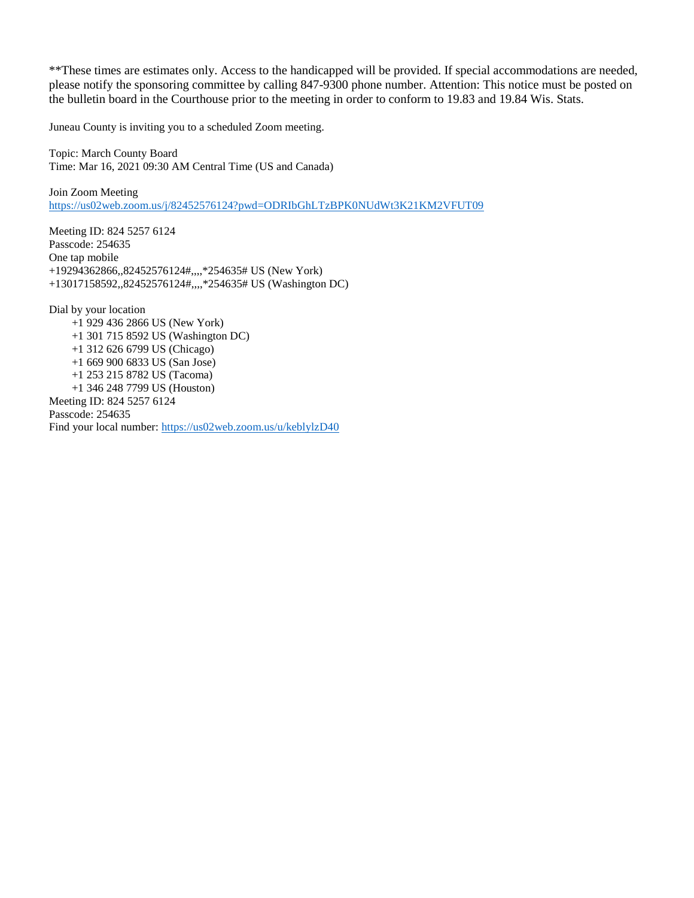**These times are estimates only. Access to the handicapped will be provided. If special accommodations are needed, please notify the sponsoring committee by calling 847-9300 phone number. Attention: This notice must be posted on the bulletin board in the Courthouse prior to the meeting in order to conform to 19.83 and 19.84 Wis. Stats.

Juneau County is inviting you to a scheduled Zoom meeting.

Topic: March County Board
Time: Mar 16, 2021 09:30 AM Central Time (US and Canada)

Join Zoom Meeting
https://us02web.zoom.us/j/82452576124?pwd=ODRIbGhLTzBPK0NUdWt3K21KM2VFUT09

Meeting ID: 824 5257 6124
Passcode: 254635
One tap mobile
+19294362866,,82452576124#,,,,*254635# US (New York)
+13017158592,,82452576124#,,,,*254635# US (Washington DC)

Dial by your location
- +1 929 436 2866 US (New York)
- +1 301 715 8592 US (Washington DC)
- +1 312 626 6799 US (Chicago)
- +1 669 900 6833 US (San Jose)
- +1 253 215 8782 US (Tacoma)
- +1 346 248 7799 US (Houston)

Meeting ID: 824 5257 6124
Passcode: 254635
Find your local number: https://us02web.zoom.us/u/keblylzD40